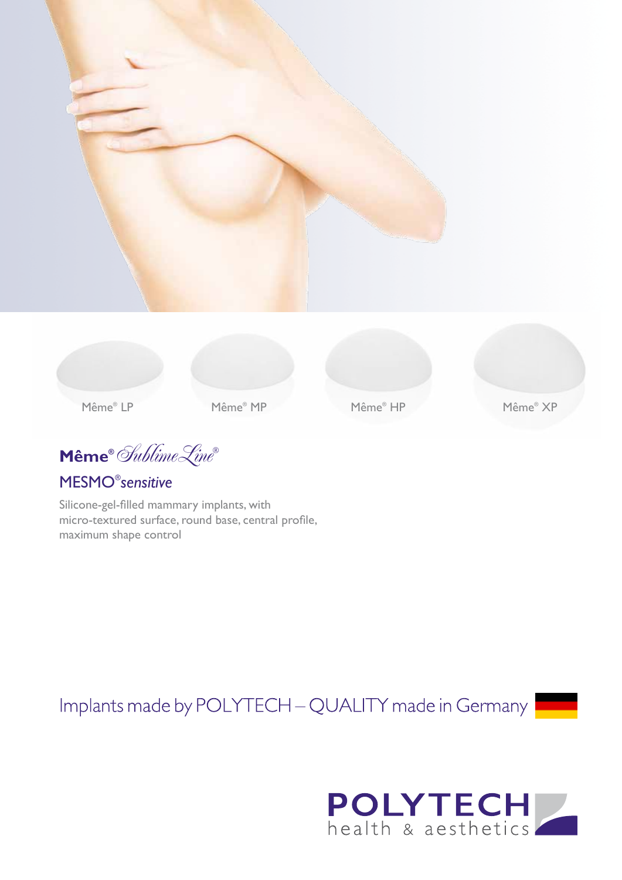Même® LP

Même® MP

Même® HP

Même® XP

# Même® *SublimeLine*®

## MESMO® *sensitive*

Silicone-gel-filled mammary implants, with micro-textured surface, round base, central profile, maximum shape control

Implants made by POLYTECH – QUALITY made in Germany

**POLYTECH**
health & aesthetics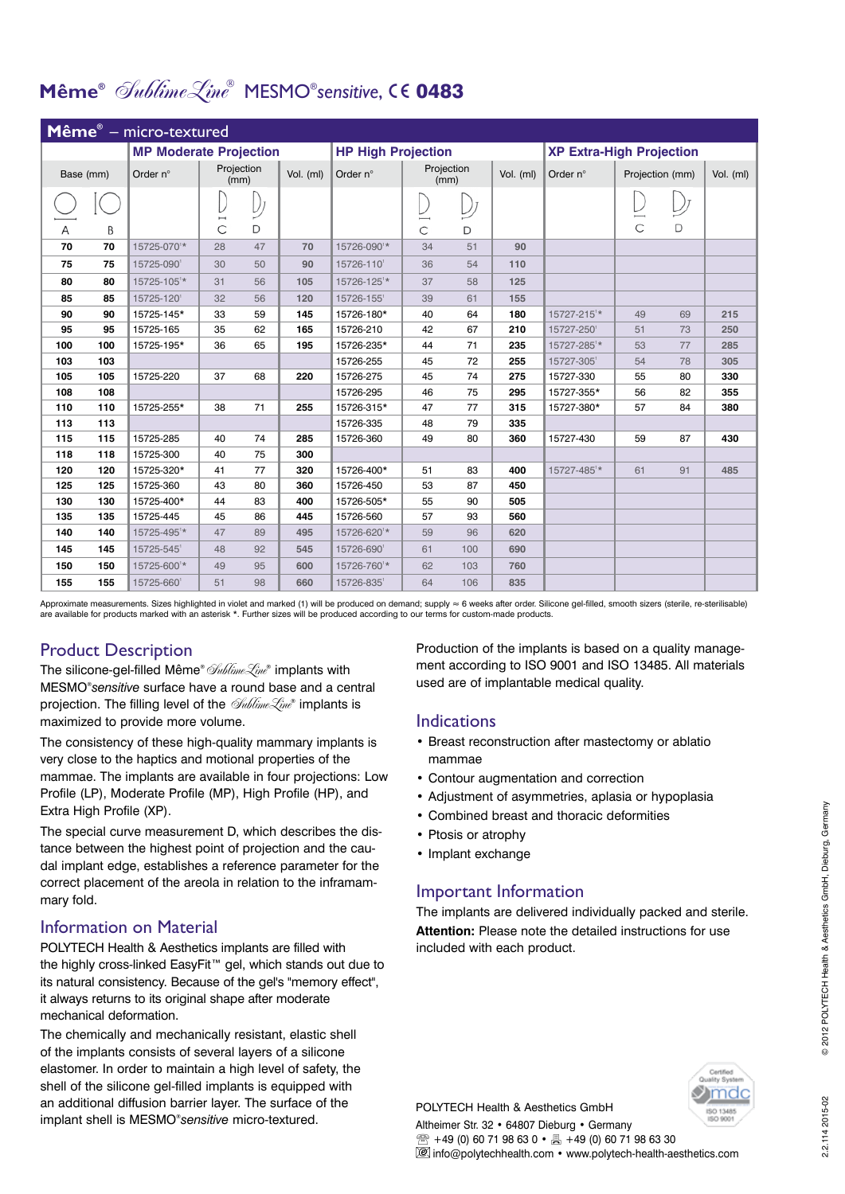# Même® SublimeLine® MESMO®*sensitive*, CE **0483**

| Même® – micro-textured | | MP Moderate Projection | | | | HP High Projection | | | | XP Extra-High Projection | | | |
|---|---|---|---|---|---|---|---|---|---|---|---|---|---|
| Base (mm) | | Order n° | Projection (mm) | | Vol. (ml) | Order n° | Projection (mm) | | Vol. (ml) | Order n° | Projection (mm) | | Vol. (ml) |
| A | B | | C | D | | | C | D | | | C | D | |
| **70** | **70** | 15725-070[1]* | 28 | 47 | **70** | 15726-090[1]* | 34 | 51 | **90** | | | | |
| **75** | **75** | 15725-090[1] | 30 | 50 | **90** | 15726-110[1] | 36 | 54 | **110** | | | | |
| **80** | **80** | 15725-105[1]* | 31 | 56 | **105** | 15726-125[1]* | 37 | 58 | **125** | | | | |
| **85** | **85** | 15725-120[1] | 32 | 56 | **120** | 15726-155[1] | 39 | 61 | **155** | | | | |
| **90** | **90** | 15725-145* | 33 | 59 | **145** | 15726-180* | 40 | 64 | **180** | 15727-215[1]* | 49 | 69 | **215** |
| **95** | **95** | 15725-165 | 35 | 62 | **165** | 15726-210 | 42 | 67 | **210** | 15727-250[1] | 51 | 73 | **250** |
| **100** | **100** | 15725-195* | 36 | 65 | **195** | 15726-235* | 44 | 71 | **235** | 15727-285[1]* | 53 | 77 | **285** |
| **103** | **103** | | | | | 15726-255 | 45 | 72 | **255** | 15727-305[1] | 54 | 78 | **305** |
| **105** | **105** | 15725-220 | 37 | 68 | **220** | 15726-275 | 45 | 74 | **275** | 15727-330 | 55 | 80 | **330** |
| **108** | **108** | | | | | 15726-295 | 46 | 75 | **295** | 15727-355* | 56 | 82 | **355** |
| **110** | **110** | 15725-255* | 38 | 71 | **255** | 15726-315* | 47 | 77 | **315** | 15727-380* | 57 | 84 | **380** |
| **113** | **113** | | | | | 15726-335 | 48 | 79 | **335** | | | | |
| **115** | **115** | 15725-285 | 40 | 74 | **285** | 15726-360 | 49 | 80 | **360** | 15727-430 | 59 | 87 | **430** |
| **118** | **118** | 15725-300 | 40 | 75 | **300** | | | | | | | | |
| **120** | **120** | 15725-320* | 41 | 77 | **320** | 15726-400* | 51 | 83 | **400** | 15727-485[1]* | 61 | 91 | **485** |
| **125** | **125** | 15725-360 | 43 | 80 | **360** | 15726-450 | 53 | 87 | **450** | | | | |
| **130** | **130** | 15725-400* | 44 | 83 | **400** | 15726-505* | 55 | 90 | **505** | | | | |
| **135** | **135** | 15725-445 | 45 | 86 | **445** | 15726-560 | 57 | 93 | **560** | | | | |
| **140** | **140** | 15725-495[1]* | 47 | 89 | **495** | 15726-620[1]* | 59 | 96 | **620** | | | | |
| **145** | **145** | 15725-545[1] | 48 | 92 | **545** | 15726-690[1] | 61 | 100 | **690** | | | | |
| **150** | **150** | 15725-600[1]* | 49 | 95 | **600** | 15726-760[1]* | 62 | 103 | **760** | | | | |
| **155** | **155** | 15725-660[1] | 51 | 98 | **660** | 15726-835[1] | 64 | 106 | **835** | | | | |

Approximate measurements. Sizes highlighted in violet and marked (1) will be produced on demand; supply ≈ 6 weeks after order. Silicone gel-filled, smooth sizers (sterile, re-sterilisable) are available for products marked with an asterisk *. Further sizes will be produced according to our terms for custom-made products.

## Product Description

The silicone-gel-filled Même® SublimeLine® implants with MESMO®*sensitive* surface have a round base and a central projection. The filling level of the SublimeLine® implants is maximized to provide more volume.

The consistency of these high-quality mammary implants is very close to the haptics and motional properties of the mammae. The implants are available in four projections: Low Profile (LP), Moderate Profile (MP), High Profile (HP), and Extra High Profile (XP).

The special curve measurement D, which describes the distance between the highest point of projection and the caudal implant edge, establishes a reference parameter for the correct placement of the areola in relation to the inframammary fold.

## Information on Material

POLYTECH Health & Aesthetics implants are filled with the highly cross-linked EasyFit™ gel, which stands out due to its natural consistency. Because of the gel's "memory effect", it always returns to its original shape after moderate mechanical deformation.

The chemically and mechanically resistant, elastic shell of the implants consists of several layers of a silicone elastomer. In order to maintain a high level of safety, the shell of the silicone gel-filled implants is equipped with an additional diffusion barrier layer. The surface of the implant shell is MESMO®*sensitive* micro-textured.

Production of the implants is based on a quality management according to ISO 9001 and ISO 13485. All materials used are of implantable medical quality.

## Indications

- Breast reconstruction after mastectomy or ablatio mammae
- Contour augmentation and correction
- Adjustment of asymmetries, aplasia or hypoplasia
- Combined breast and thoracic deformities
- Ptosis or atrophy
- Implant exchange

## Important Information

The implants are delivered individually packed and sterile.

**Attention:** Please note the detailed instructions for use included with each product.

Certified Quality System mdc ISO 13485 ISO 9001

POLYTECH Health & Aesthetics GmbH
Altheimer Str. 32 • 64807 Dieburg • Germany
☏ +49 (0) 60 71 98 63 0 • Fax +49 (0) 60 71 98 63 30
info@polytechhealth.com • www.polytech-health-aesthetics.com

© 2012 POLYTECH Health & Aesthetics GmbH, Dieburg, Germany

2.2.114 2015-02